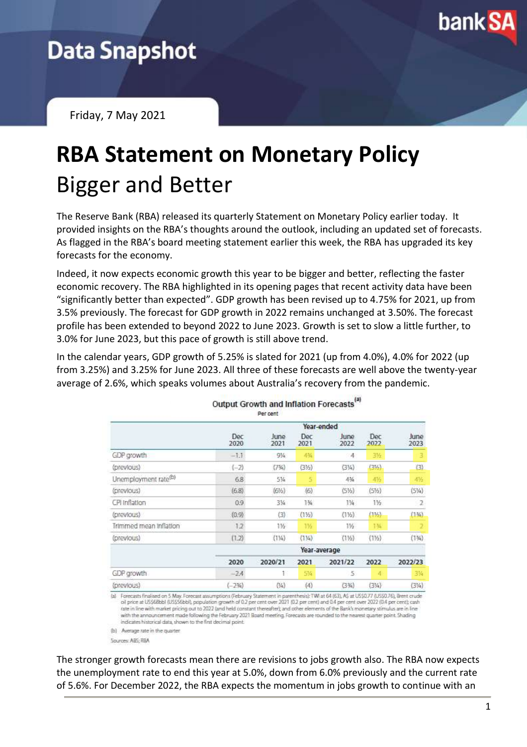# Data Snapshot

Friday, 7 May 2021

# RBA Statement on Monetary Policy

## Bigger and Better

The Reserve Bank (RBA) released its quarterly Statement on Monetary Policy earlier today. It provided insights on the RBA's thoughts around the outlook, including an updated set of forecasts. As flagged in the RBA's board meeting statement earlier this week, the RBA has upgraded its key forecasts for the economy.

Indeed, it now expects economic growth this year to be bigger and better, reflecting the faster economic recovery. The RBA highlighted in its opening pages that recent activity data have been "significantly better than expected". GDP growth has been revised up to 4.75% for 2021, up from 3.5% previously. The forecast for GDP growth in 2022 remains unchanged at 3.50%. The forecast profile has been extended to beyond 2022 to June 2023. Growth is set to slow a little further, to 3.0% for June 2023, but this pace of growth is still above trend.

In the calendar years, GDP growth of 5.25% is slated for 2021 (up from 4.0%), 4.0% for 2022 (up from 3.25%) and 3.25% for June 2023. All three of these forecasts are well above the twenty-year average of 2.6%, which speaks volumes about Australia's recovery from the pandemic.

**Output Growth and Inflation Forecasts**[(a)]

Per cent

| | Year-ended | | | | | |
|---|---|---|---|---|---|---|
| | Dec 2020 | June 2021 | Dec 2021 | June 2022 | Dec 2022 | June 2023 |
| GDP growth | −1.1 | 9¼ | 4¾ | 4 | 3½ | 3 |
| (previous) | (−2) | (7¾) | (3½) | (3¼) | (3½) | (3) |
| Unemployment rate[(b)] | 6.8 | 5¼ | 5 | 4¾ | 4½ | 4½ |
| (previous) | (6.8) | (6½) | (6) | (5½) | (5½) | (5¼) |
| CPI inflation | 0.9 | 3¼ | 1¾ | 1¼ | 1½ | 2 |
| (previous) | (0.9) | (3) | (1½) | (1½) | (1½) | (1¾) |
| Trimmed mean inflation | 1.2 | 1½ | 1½ | 1½ | 1¾ | 2 |
| (previous) | (1.2) | (1¼) | (1¼) | (1½) | (1½) | (1¾) |
| | **Year-average** | | | | | |
| | 2020 | 2020/21 | 2021 | 2021/22 | 2022 | 2022/23 |
| GDP growth | −2.4 | 1 | 5¼ | 5 | 4 | 3¼ |
| (previous) | (−2¾) | (¼) | (4) | (3¾) | (3¼) | (3¼) |

(a) Forecasts finalised on 5 May. Forecast assumptions (February Statement in parenthesis): TWI at 64 (63), A$ at US$0.77 (US$0.76), Brent crude oil price at US$68bbl (US$56bbl), population growth of 0.2 per cent over 2021 (0.2 per cent) and 0.4 per cent over 2022 (0.4 per cent); cash rate in line with market pricing out to 2022 (and held constant thereafter); and other elements of the Bank's monetary stimulus are in line with the announcement made following the February 2021 Board meeting. Forecasts are rounded to the nearest quarter point. Shading indicates historical data, shown to the first decimal point.

(b) Average rate in the quarter

Sources: ABS; RBA

The stronger growth forecasts mean there are revisions to jobs growth also. The RBA now expects the unemployment rate to end this year at 5.0%, down from 6.0% previously and the current rate of 5.6%. For December 2022, the RBA expects the momentum in jobs growth to continue with an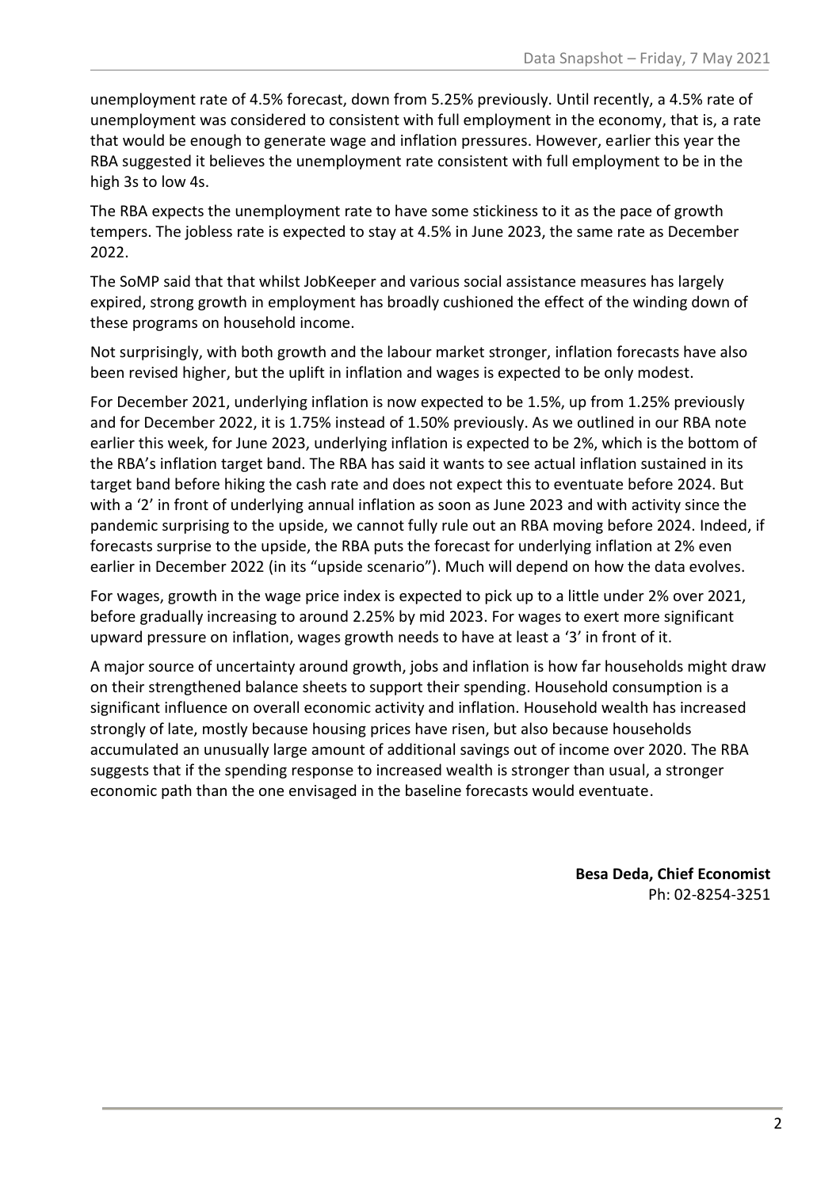unemployment rate of 4.5% forecast, down from 5.25% previously. Until recently, a 4.5% rate of unemployment was considered to consistent with full employment in the economy, that is, a rate that would be enough to generate wage and inflation pressures. However, earlier this year the RBA suggested it believes the unemployment rate consistent with full employment to be in the high 3s to low 4s.

The RBA expects the unemployment rate to have some stickiness to it as the pace of growth tempers. The jobless rate is expected to stay at 4.5% in June 2023, the same rate as December 2022.

The SoMP said that that whilst JobKeeper and various social assistance measures has largely expired, strong growth in employment has broadly cushioned the effect of the winding down of these programs on household income.

Not surprisingly, with both growth and the labour market stronger, inflation forecasts have also been revised higher, but the uplift in inflation and wages is expected to be only modest.

For December 2021, underlying inflation is now expected to be 1.5%, up from 1.25% previously and for December 2022, it is 1.75% instead of 1.50% previously. As we outlined in our RBA note earlier this week, for June 2023, underlying inflation is expected to be 2%, which is the bottom of the RBA's inflation target band. The RBA has said it wants to see actual inflation sustained in its target band before hiking the cash rate and does not expect this to eventuate before 2024. But with a '2' in front of underlying annual inflation as soon as June 2023 and with activity since the pandemic surprising to the upside, we cannot fully rule out an RBA moving before 2024. Indeed, if forecasts surprise to the upside, the RBA puts the forecast for underlying inflation at 2% even earlier in December 2022 (in its "upside scenario"). Much will depend on how the data evolves.

For wages, growth in the wage price index is expected to pick up to a little under 2% over 2021, before gradually increasing to around 2.25% by mid 2023. For wages to exert more significant upward pressure on inflation, wages growth needs to have at least a '3' in front of it.

A major source of uncertainty around growth, jobs and inflation is how far households might draw on their strengthened balance sheets to support their spending. Household consumption is a significant influence on overall economic activity and inflation. Household wealth has increased strongly of late, mostly because housing prices have risen, but also because households accumulated an unusually large amount of additional savings out of income over 2020. The RBA suggests that if the spending response to increased wealth is stronger than usual, a stronger economic path than the one envisaged in the baseline forecasts would eventuate.

**Besa Deda, Chief Economist**
Ph: 02-8254-3251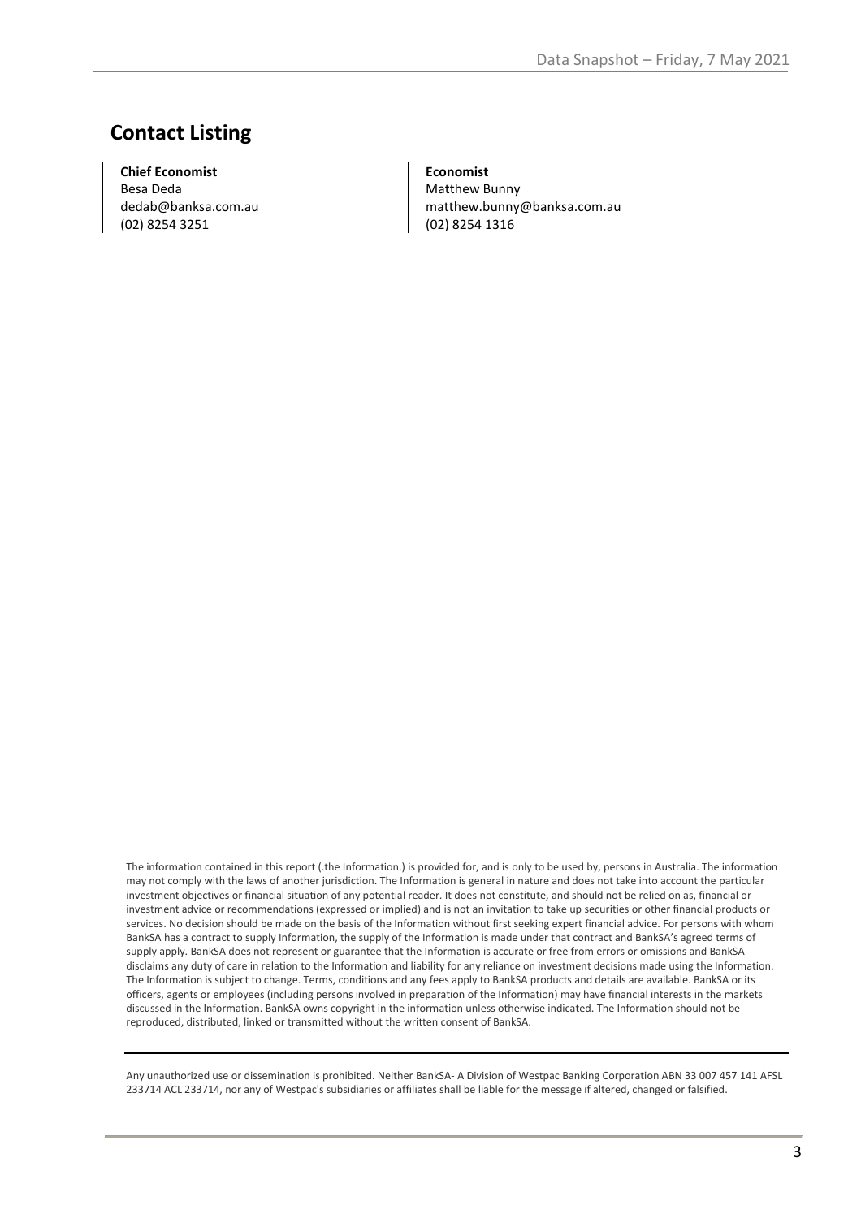## Contact Listing

**Chief Economist**
Besa Deda
dedab@banksa.com.au
(02) 8254 3251

**Economist**
Matthew Bunny
matthew.bunny@banksa.com.au
(02) 8254 1316

The information contained in this report (.the Information.) is provided for, and is only to be used by, persons in Australia. The information may not comply with the laws of another jurisdiction. The Information is general in nature and does not take into account the particular investment objectives or financial situation of any potential reader. It does not constitute, and should not be relied on as, financial or investment advice or recommendations (expressed or implied) and is not an invitation to take up securities or other financial products or services. No decision should be made on the basis of the Information without first seeking expert financial advice. For persons with whom BankSA has a contract to supply Information, the supply of the Information is made under that contract and BankSA's agreed terms of supply apply. BankSA does not represent or guarantee that the Information is accurate or free from errors or omissions and BankSA disclaims any duty of care in relation to the Information and liability for any reliance on investment decisions made using the Information. The Information is subject to change. Terms, conditions and any fees apply to BankSA products and details are available. BankSA or its officers, agents or employees (including persons involved in preparation of the Information) may have financial interests in the markets discussed in the Information. BankSA owns copyright in the information unless otherwise indicated. The Information should not be reproduced, distributed, linked or transmitted without the written consent of BankSA.

Any unauthorized use or dissemination is prohibited. Neither BankSA- A Division of Westpac Banking Corporation ABN 33 007 457 141 AFSL 233714 ACL 233714, nor any of Westpac's subsidiaries or affiliates shall be liable for the message if altered, changed or falsified.